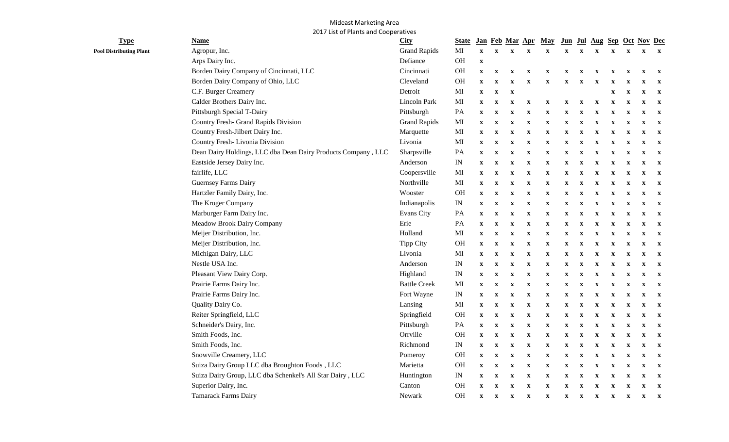Mideast Marketing Area
2017 List of Plants and Cooperatives

| Type | Name | City | State | Jan | Feb | Mar | Apr | May | Jun | Jul | Aug | Sep | Oct | Nov | Dec |
|---|---|---|---|---|---|---|---|---|---|---|---|---|---|---|---|
| **Pool Distributing Plant** | Agropur, Inc. | Grand Rapids | MI | x | x | x | x | x | x | x | x | x | x | x | x |
| | Arps Dairy Inc. | Defiance | OH | x | | | | | | | | | | | |
| | Borden Dairy Company of Cincinnati, LLC | Cincinnati | OH | x | x | x | x | x | x | x | x | x | x | x | x |
| | Borden Dairy Company of Ohio, LLC | Cleveland | OH | x | x | x | x | x | x | x | x | x | x | x | x |
| | C.F. Burger Creamery | Detroit | MI | x | x | x | | | | | | x | x | x | x |
| | Calder Brothers Dairy Inc. | Lincoln Park | MI | x | x | x | x | x | x | x | x | x | x | x | x |
| | Pittsburgh Special T-Dairy | Pittsburgh | PA | x | x | x | x | x | x | x | x | x | x | x | x |
| | Country Fresh- Grand Rapids Division | Grand Rapids | MI | x | x | x | x | x | x | x | x | x | x | x | x |
| | Country Fresh-Jilbert Dairy Inc. | Marquette | MI | x | x | x | x | x | x | x | x | x | x | x | x |
| | Country Fresh- Livonia Division | Livonia | MI | x | x | x | x | x | x | x | x | x | x | x | x |
| | Dean Dairy Holdings, LLC dba Dean Dairy Products Company , LLC | Sharpsville | PA | x | x | x | x | x | x | x | x | x | x | x | x |
| | Eastside Jersey Dairy Inc. | Anderson | IN | x | x | x | x | x | x | x | x | x | x | x | x |
| | fairlife, LLC | Coopersville | MI | x | x | x | x | x | x | x | x | x | x | x | x |
| | Guernsey Farms Dairy | Northville | MI | x | x | x | x | x | x | x | x | x | x | x | x |
| | Hartzler Family Dairy, Inc. | Wooster | OH | x | x | x | x | x | x | x | x | x | x | x | x |
| | The Kroger Company | Indianapolis | IN | x | x | x | x | x | x | x | x | x | x | x | x |
| | Marburger Farm Dairy Inc. | Evans City | PA | x | x | x | x | x | x | x | x | x | x | x | x |
| | Meadow Brook Dairy Company | Erie | PA | x | x | x | x | x | x | x | x | x | x | x | x |
| | Meijer Distribution, Inc. | Holland | MI | x | x | x | x | x | x | x | x | x | x | x | x |
| | Meijer Distribution, Inc. | Tipp City | OH | x | x | x | x | x | x | x | x | x | x | x | x |
| | Michigan Dairy, LLC | Livonia | MI | x | x | x | x | x | x | x | x | x | x | x | x |
| | Nestle USA Inc. | Anderson | IN | x | x | x | x | x | x | x | x | x | x | x | x |
| | Pleasant View Dairy Corp. | Highland | IN | x | x | x | x | x | x | x | x | x | x | x | x |
| | Prairie Farms Dairy Inc. | Battle Creek | MI | x | x | x | x | x | x | x | x | x | x | x | x |
| | Prairie Farms Dairy Inc. | Fort Wayne | IN | x | x | x | x | x | x | x | x | x | x | x | x |
| | Quality Dairy Co. | Lansing | MI | x | x | x | x | x | x | x | x | x | x | x | x |
| | Reiter Springfield, LLC | Springfield | OH | x | x | x | x | x | x | x | x | x | x | x | x |
| | Schneider's Dairy, Inc. | Pittsburgh | PA | x | x | x | x | x | x | x | x | x | x | x | x |
| | Smith Foods, Inc. | Orrville | OH | x | x | x | x | x | x | x | x | x | x | x | x |
| | Smith Foods, Inc. | Richmond | IN | x | x | x | x | x | x | x | x | x | x | x | x |
| | Snowville Creamery, LLC | Pomeroy | OH | x | x | x | x | x | x | x | x | x | x | x | x |
| | Suiza Dairy Group LLC dba Broughton Foods , LLC | Marietta | OH | x | x | x | x | x | x | x | x | x | x | x | x |
| | Suiza Dairy Group, LLC dba Schenkel's All Star Dairy , LLC | Huntington | IN | x | x | x | x | x | x | x | x | x | x | x | x |
| | Superior Dairy, Inc. | Canton | OH | x | x | x | x | x | x | x | x | x | x | x | x |
| | Tamarack Farms Dairy | Newark | OH | x | x | x | x | x | x | x | x | x | x | x | x |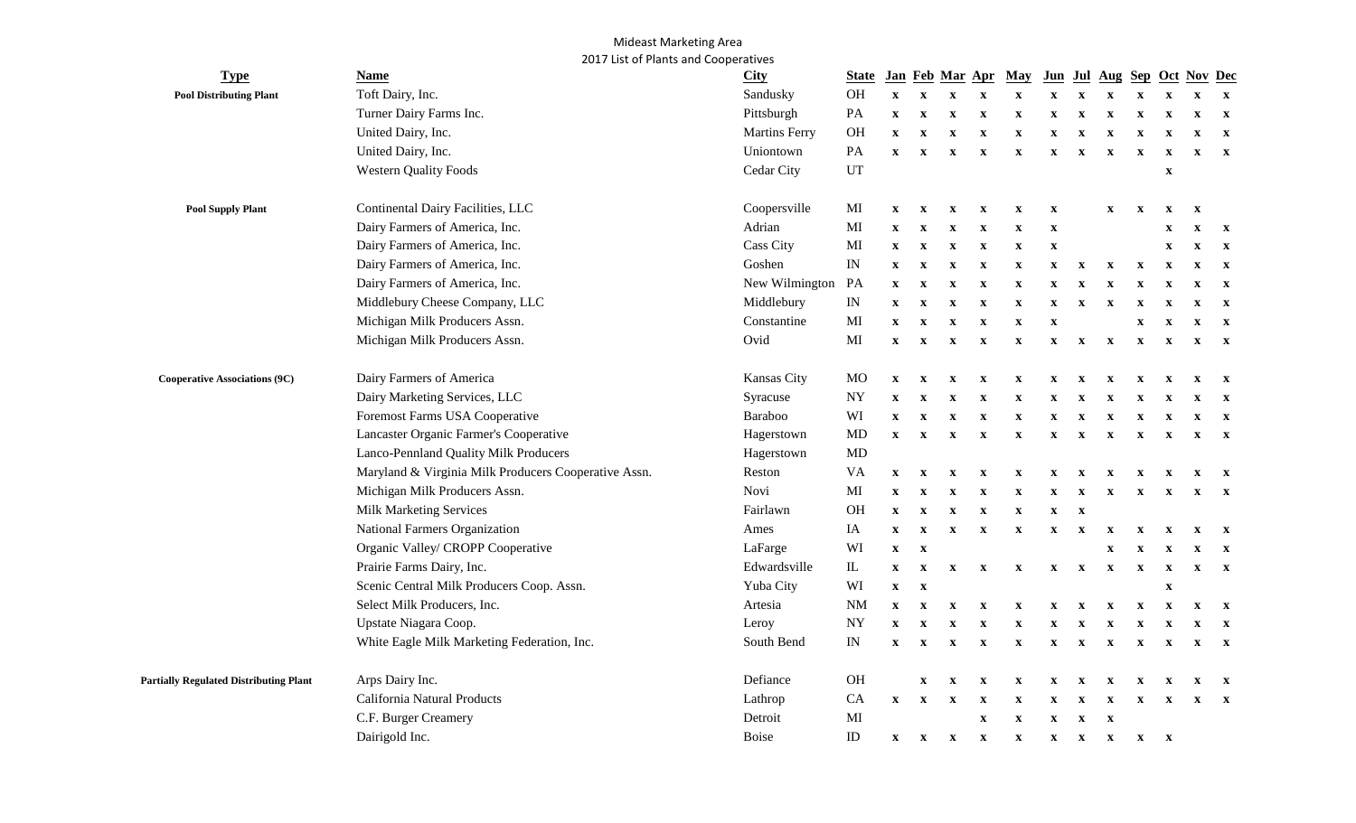Mideast Marketing Area
2017 List of Plants and Cooperatives

| Type | Name | City | State | Jan | Feb | Mar | Apr | May | Jun | Jul | Aug | Sep | Oct | Nov | Dec |
|---|---|---|---|---|---|---|---|---|---|---|---|---|---|---|---|
| **Pool Distributing Plant** | Toft Dairy, Inc. | Sandusky | OH | x | x | x | x | x | x | x | x | x | x | x | x |
| | Turner Dairy Farms Inc. | Pittsburgh | PA | x | x | x | x | x | x | x | x | x | x | x | x |
| | United Dairy, Inc. | Martins Ferry | OH | x | x | x | x | x | x | x | x | x | x | x | x |
| | United Dairy, Inc. | Uniontown | PA | x | x | x | x | x | x | x | x | x | x | x | x |
| | Western Quality Foods | Cedar City | UT | | | | | | | | | | x | | |
| **Pool Supply Plant** | Continental Dairy Facilities, LLC | Coopersville | MI | x | x | x | x | x | x | | x | x | x | x | |
| | Dairy Farmers of America, Inc. | Adrian | MI | x | x | x | x | x | x | | | | x | x | x |
| | Dairy Farmers of America, Inc. | Cass City | MI | x | x | x | x | x | x | | | | x | x | x |
| | Dairy Farmers of America, Inc. | Goshen | IN | x | x | x | x | x | x | x | x | x | x | x | x |
| | Dairy Farmers of America, Inc. | New Wilmington | PA | x | x | x | x | x | x | x | x | x | x | x | x |
| | Middlebury Cheese Company, LLC | Middlebury | IN | x | x | x | x | x | x | x | x | x | x | x | x |
| | Michigan Milk Producers Assn. | Constantine | MI | x | x | x | x | x | x | | | x | x | x | x |
| | Michigan Milk Producers Assn. | Ovid | MI | x | x | x | x | x | x | x | x | x | x | x | x |
| **Cooperative Associations (9C)** | Dairy Farmers of America | Kansas City | MO | x | x | x | x | x | x | x | x | x | x | x | x |
| | Dairy Marketing Services, LLC | Syracuse | NY | x | x | x | x | x | x | x | x | x | x | x | x |
| | Foremost Farms USA Cooperative | Baraboo | WI | x | x | x | x | x | x | x | x | x | x | x | x |
| | Lancaster Organic Farmer's Cooperative | Hagerstown | MD | x | x | x | x | x | x | x | x | x | x | x | x |
| | Lanco-Pennland Quality Milk Producers | Hagerstown | MD | | | | | | | | | | | | |
| | Maryland & Virginia Milk Producers Cooperative Assn. | Reston | VA | x | x | x | x | x | x | x | x | x | x | x | x |
| | Michigan Milk Producers Assn. | Novi | MI | x | x | x | x | x | x | x | x | x | x | x | x |
| | Milk Marketing Services | Fairlawn | OH | x | x | x | x | x | x | x | | | | | |
| | National Farmers Organization | Ames | IA | x | x | x | x | x | x | x | x | x | x | x | x |
| | Organic Valley/ CROPP Cooperative | LaFarge | WI | x | x | | | | | | x | x | x | x | x |
| | Prairie Farms Dairy, Inc. | Edwardsville | IL | x | x | x | x | x | x | x | x | x | x | x | x |
| | Scenic Central Milk Producers Coop. Assn. | Yuba City | WI | x | x | | | | | | | | x | | |
| | Select Milk Producers, Inc. | Artesia | NM | x | x | x | x | x | x | x | x | x | x | x | x |
| | Upstate Niagara Coop. | Leroy | NY | x | x | x | x | x | x | x | x | x | x | x | x |
| | White Eagle Milk Marketing Federation, Inc. | South Bend | IN | x | x | x | x | x | x | x | x | x | x | x | x |
| **Partially Regulated Distributing Plant** | Arps Dairy Inc. | Defiance | OH | | x | x | x | x | x | x | x | x | x | x | x |
| | California Natural Products | Lathrop | CA | x | x | x | x | x | x | x | x | x | x | x | x |
| | C.F. Burger Creamery | Detroit | MI | | | | x | x | x | x | x | | | | |
| | Dairigold Inc. | Boise | ID | x | x | x | x | x | x | x | x | x | x | | |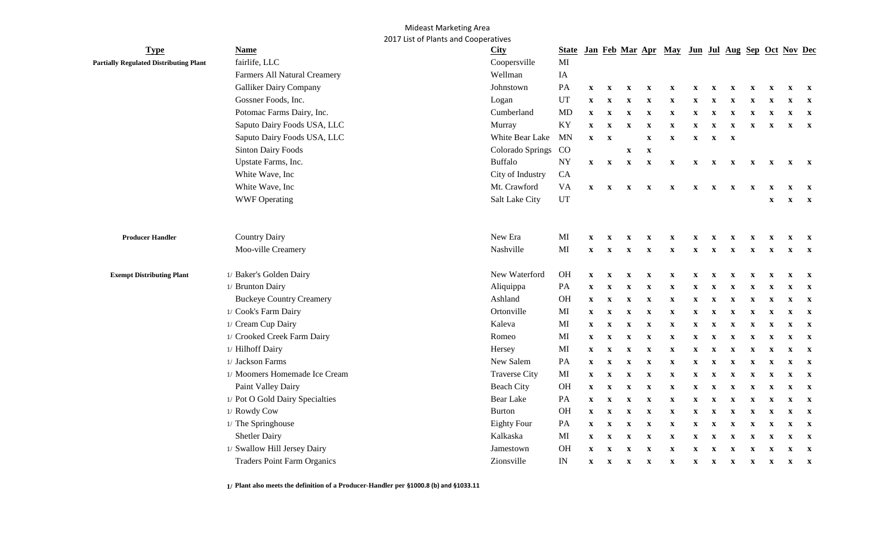Mideast Marketing Area

2017 List of Plants and Cooperatives

| Type | Name | City | State | Jan | Feb | Mar | Apr | May | Jun | Jul | Aug | Sep | Oct | Nov | Dec |
|---|---|---|---|---|---|---|---|---|---|---|---|---|---|---|---|
| **Partially Regulated Distributing Plant** | fairlife, LLC | Coopersville | MI | | | | | | | | | | | | |
| | Farmers All Natural Creamery | Wellman | IA | | | | | | | | | | | | |
| | Galliker Dairy Company | Johnstown | PA | x | x | x | x | x | x | x | x | x | x | x | x |
| | Gossner Foods, Inc. | Logan | UT | x | x | x | x | x | x | x | x | x | x | x | x |
| | Potomac Farms Dairy, Inc. | Cumberland | MD | x | x | x | x | x | x | x | x | x | x | x | x |
| | Saputo Dairy Foods USA, LLC | Murray | KY | x | x | x | x | x | x | x | x | x | x | x | x |
| | Saputo Dairy Foods USA, LLC | White Bear Lake | MN | x | x | | x | x | x | x | x | | | | |
| | Sinton Dairy Foods | Colorado Springs | CO | | | x | x | | | | | | | | |
| | Upstate Farms, Inc. | Buffalo | NY | x | x | x | x | x | x | x | x | x | x | x | x |
| | White Wave, Inc | City of Industry | CA | | | | | | | | | | | | |
| | White Wave, Inc | Mt. Crawford | VA | x | x | x | x | x | x | x | x | x | x | x | x |
| | WWF Operating | Salt Lake City | UT | | | | | | | | | | x | x | x |
| **Producer Handler** | Country Dairy | New Era | MI | x | x | x | x | x | x | x | x | x | x | x | x |
| | Moo-ville Creamery | Nashville | MI | x | x | x | x | x | x | x | x | x | x | x | x |
| **Exempt Distributing Plant** | 1/ Baker's Golden Dairy | New Waterford | OH | x | x | x | x | x | x | x | x | x | x | x | x |
| | 1/ Brunton Dairy | Aliquippa | PA | x | x | x | x | x | x | x | x | x | x | x | x |
| | Buckeye Country Creamery | Ashland | OH | x | x | x | x | x | x | x | x | x | x | x | x |
| | 1/ Cook's Farm Dairy | Ortonville | MI | x | x | x | x | x | x | x | x | x | x | x | x |
| | 1/ Cream Cup Dairy | Kaleva | MI | x | x | x | x | x | x | x | x | x | x | x | x |
| | 1/ Crooked Creek Farm Dairy | Romeo | MI | x | x | x | x | x | x | x | x | x | x | x | x |
| | 1/ Hilhoff Dairy | Hersey | MI | x | x | x | x | x | x | x | x | x | x | x | x |
| | 1/ Jackson Farms | New Salem | PA | x | x | x | x | x | x | x | x | x | x | x | x |
| | 1/ Moomers Homemade Ice Cream | Traverse City | MI | x | x | x | x | x | x | x | x | x | x | x | x |
| | Paint Valley Dairy | Beach City | OH | x | x | x | x | x | x | x | x | x | x | x | x |
| | 1/ Pot O Gold Dairy Specialties | Bear Lake | PA | x | x | x | x | x | x | x | x | x | x | x | x |
| | 1/ Rowdy Cow | Burton | OH | x | x | x | x | x | x | x | x | x | x | x | x |
| | 1/ The Springhouse | Eighty Four | PA | x | x | x | x | x | x | x | x | x | x | x | x |
| | Shetler Dairy | Kalkaska | MI | x | x | x | x | x | x | x | x | x | x | x | x |
| | 1/ Swallow Hill Jersey Dairy | Jamestown | OH | x | x | x | x | x | x | x | x | x | x | x | x |
| | Traders Point Farm Organics | Zionsville | IN | x | x | x | x | x | x | x | x | x | x | x | x |

**1/ Plant also meets the definition of a Producer-Handler per §1000.8 (b) and §1033.11**